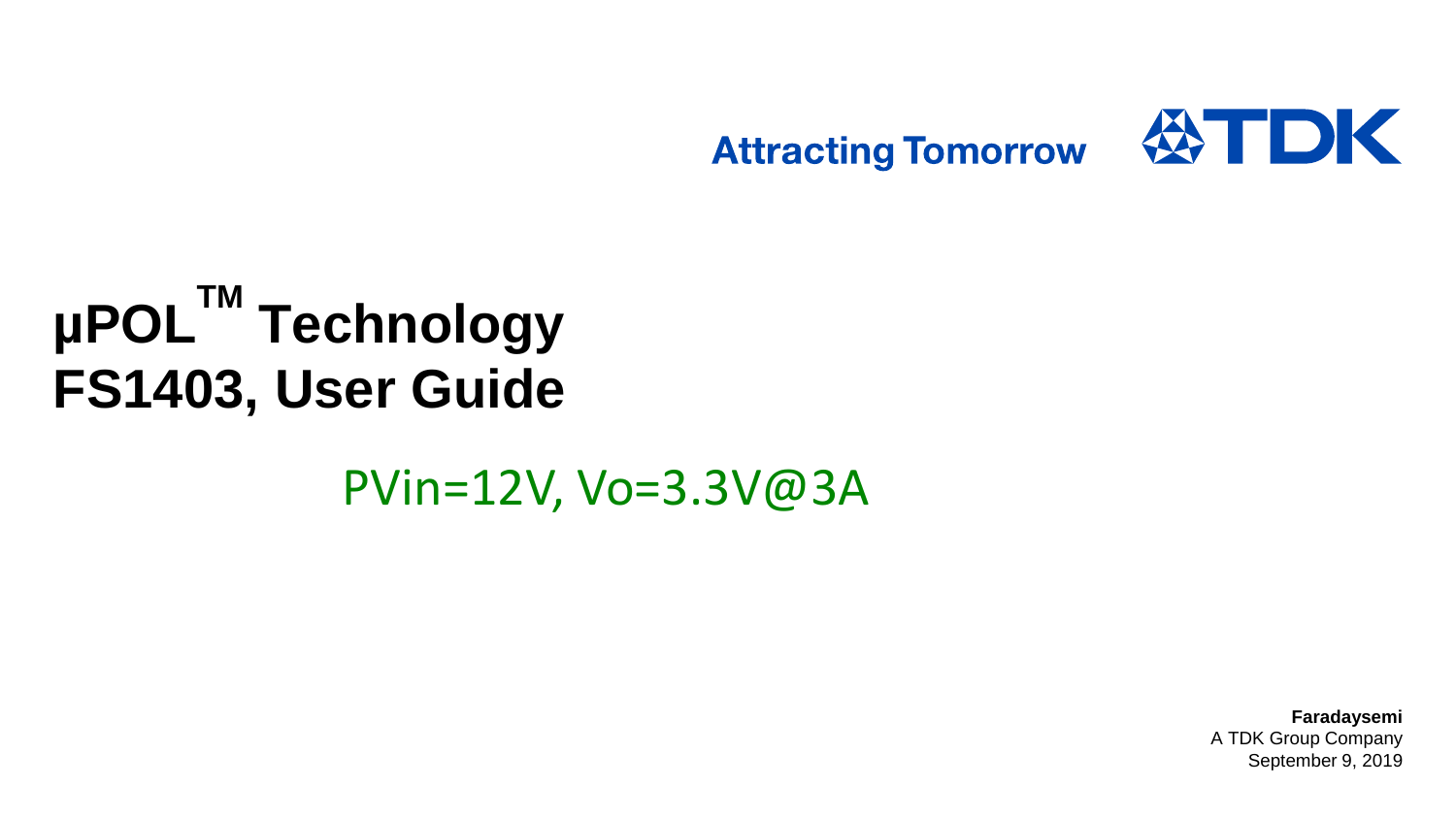Attracting Tomorrow TDK

# µPOL™ Technology FS1403, User Guide

PVin=12V, Vo=3.3V@3A

**Faradaysemi**
A TDK Group Company
September 9, 2019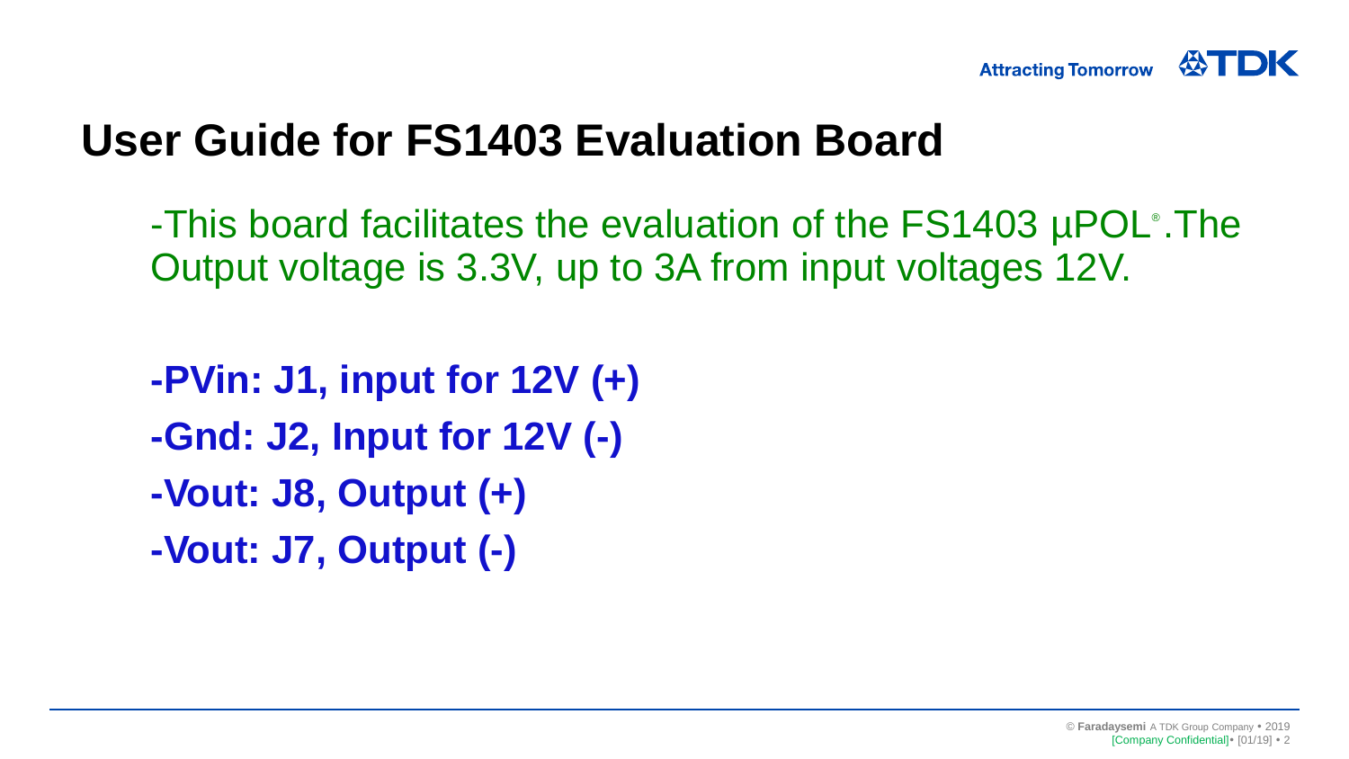# User Guide for FS1403 Evaluation Board

-This board facilitates the evaluation of the FS1403 µPOL®.The Output voltage is 3.3V, up to 3A from input voltages 12V.

**-PVin: J1, input for 12V (+)**

**-Gnd: J2, Input for 12V (-)**

**-Vout: J8, Output (+)**

**-Vout: J7, Output (-)**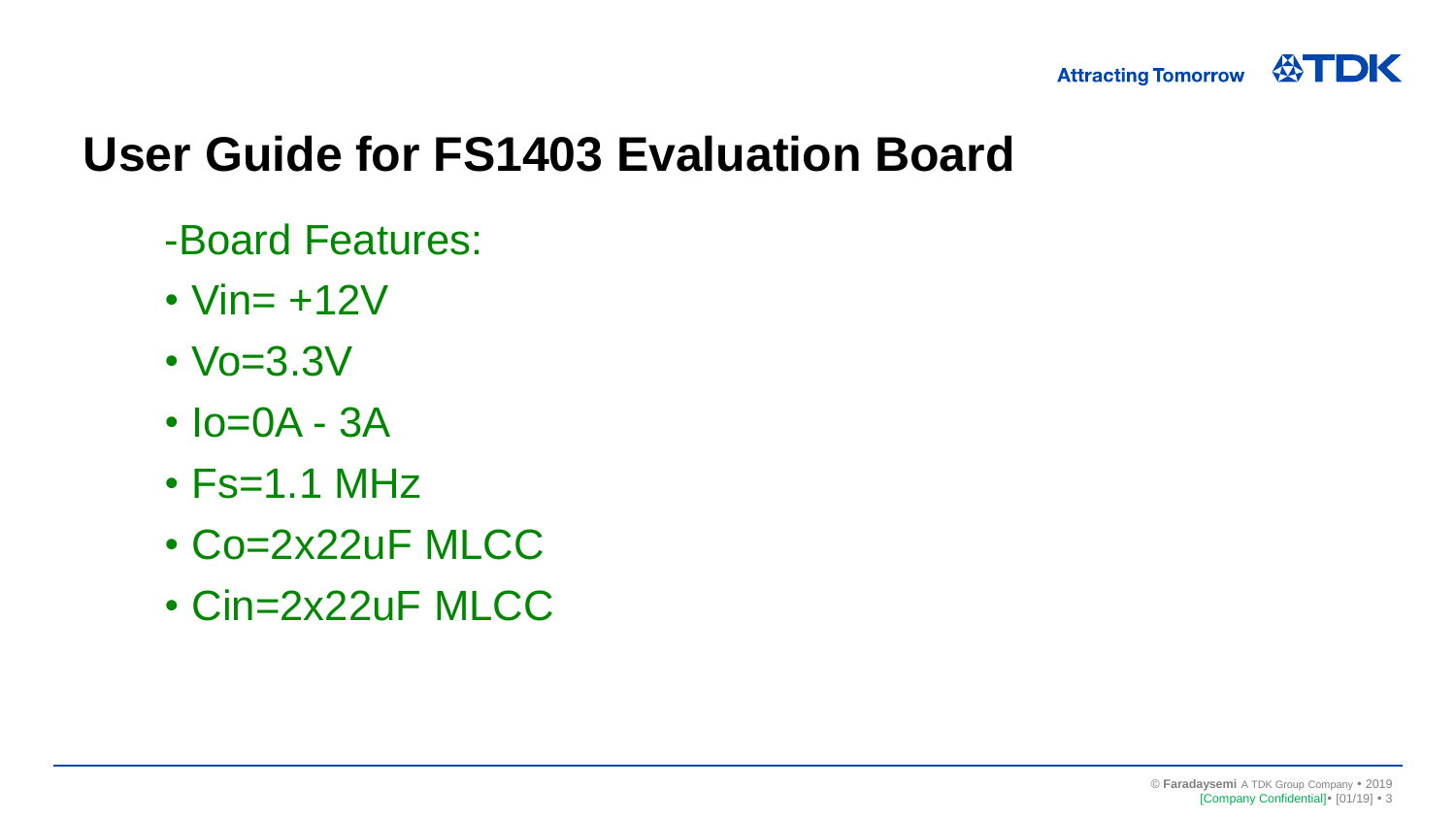# User Guide for FS1403 Evaluation Board

-Board Features:

- Vin= +12V
- Vo=3.3V
- Io=0A - 3A
- Fs=1.1 MHz
- Co=2x22uF MLCC
- Cin=2x22uF MLCC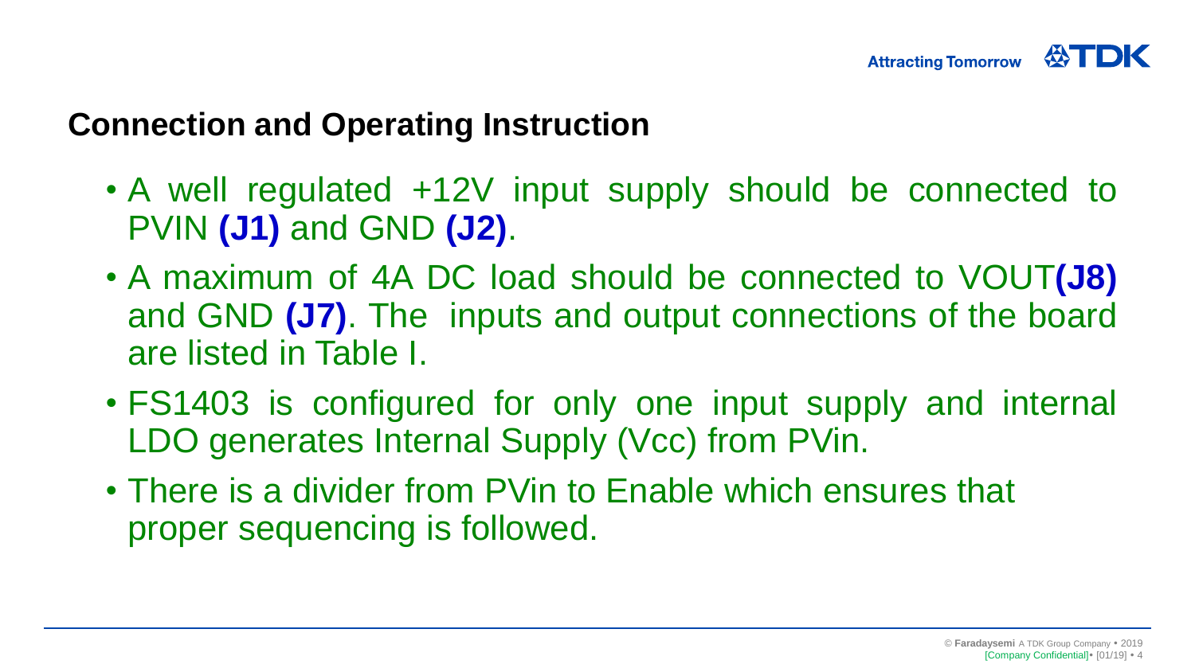## Connection and Operating Instruction

- A well regulated +12V input supply should be connected to PVIN **(J1)** and GND **(J2)**.
- A maximum of 4A DC load should be connected to VOUT**(J8)** and GND **(J7)**. The inputs and output connections of the board are listed in Table I.
- FS1403 is configured for only one input supply and internal LDO generates Internal Supply (Vcc) from PVin.
- There is a divider from PVin to Enable which ensures that proper sequencing is followed.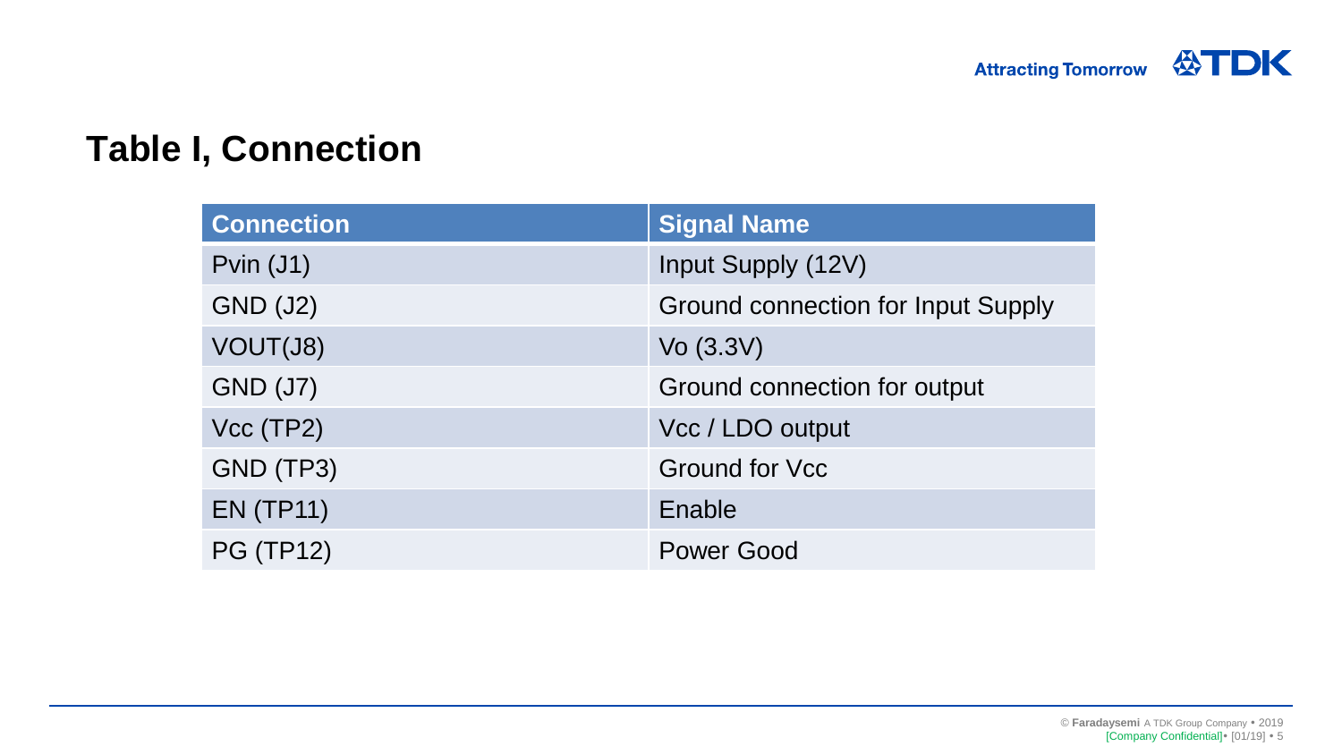# Table I, Connection

| Connection | Signal Name |
| --- | --- |
| Pvin (J1) | Input Supply (12V) |
| GND (J2) | Ground connection for Input Supply |
| VOUT(J8) | Vo (3.3V) |
| GND (J7) | Ground connection for output |
| Vcc (TP2) | Vcc / LDO output |
| GND (TP3) | Ground for Vcc |
| EN (TP11) | Enable |
| PG (TP12) | Power Good |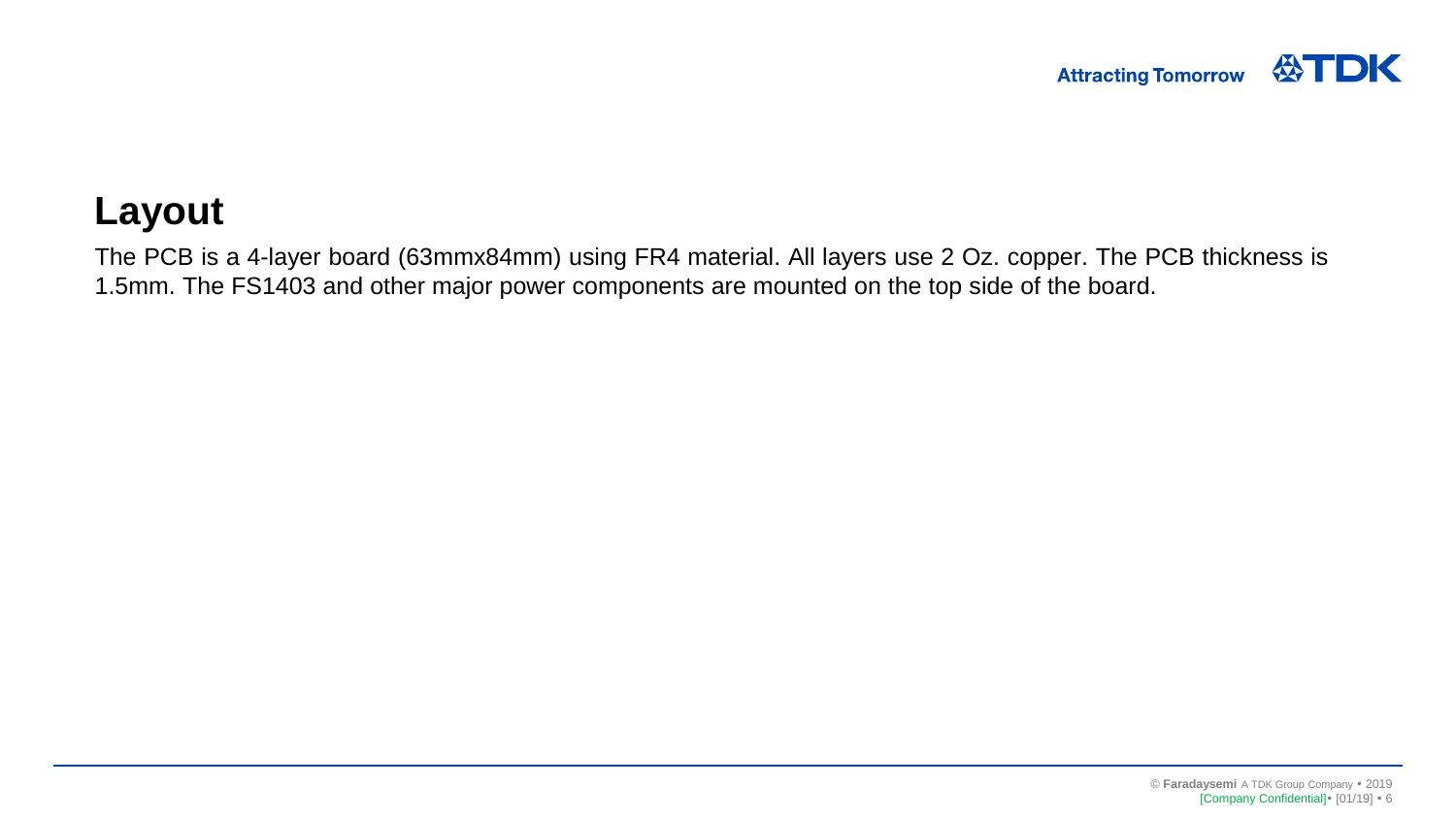# Layout

The PCB is a 4-layer board (63mmx84mm) using FR4 material. All layers use 2 Oz. copper. The PCB thickness is 1.5mm. The FS1403 and other major power components are mounted on the top side of the board.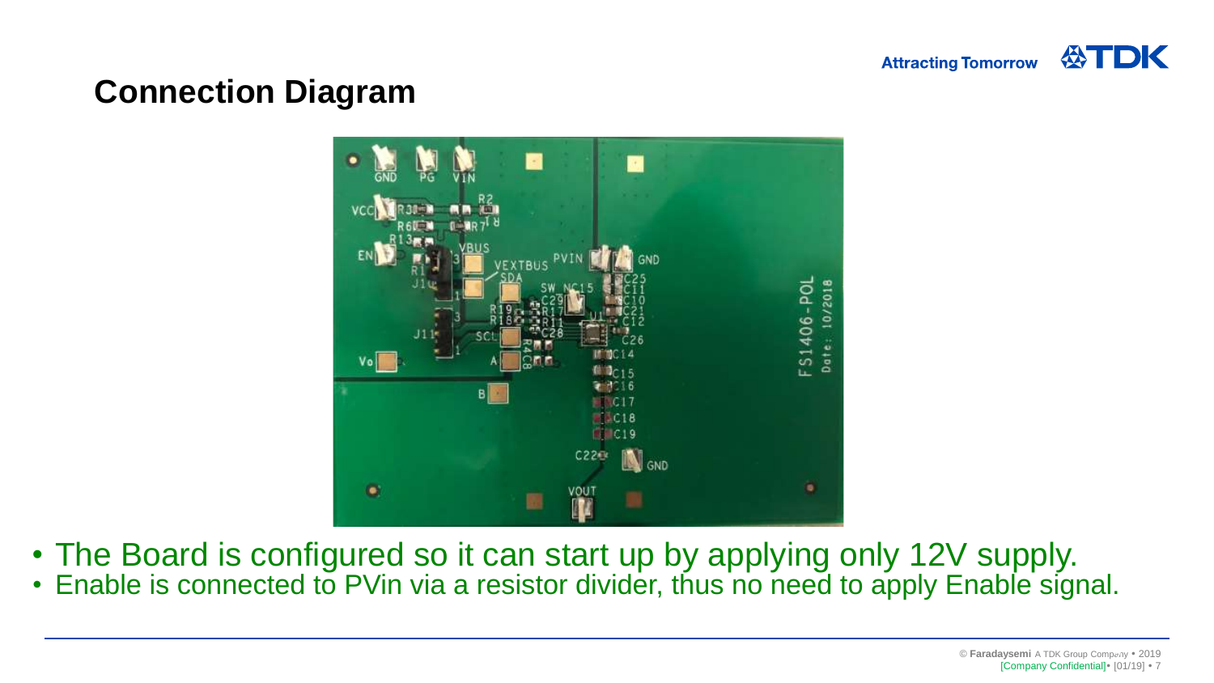## Connection Diagram

- The Board is configured so it can start up by applying only 12V supply.
- Enable is connected to PVin via a resistor divider, thus no need to apply Enable signal.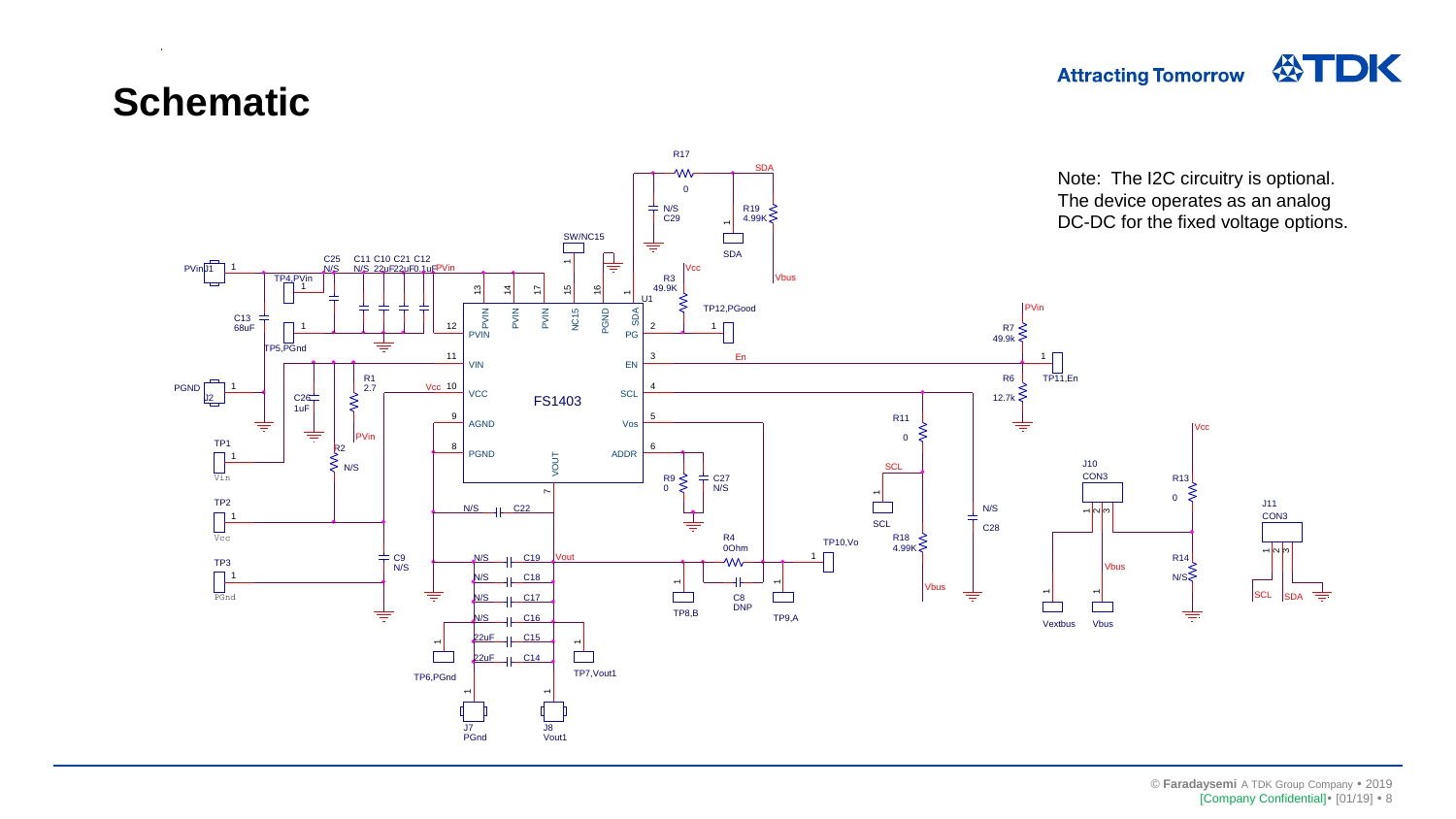# Schematic

Note: The I2C circuitry is optional. The device operates as an analog DC-DC for the fixed voltage options.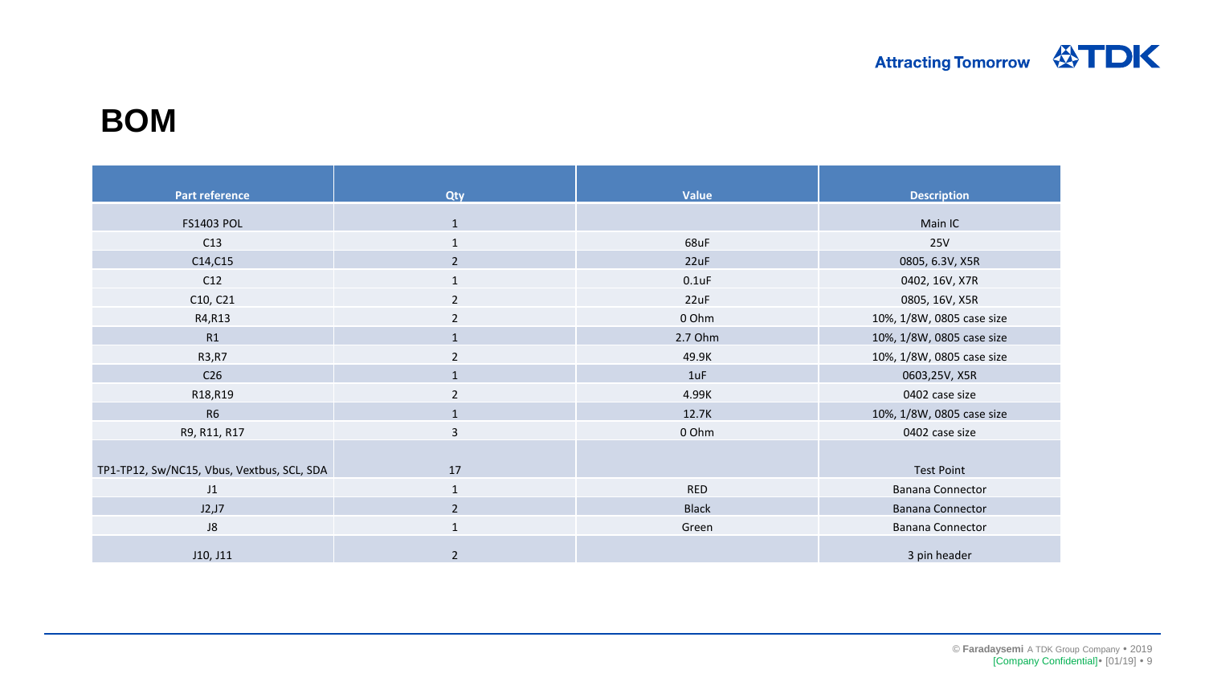# BOM

| Part reference | Qty | Value | Description |
|---|---|---|---|
| FS1403 POL | 1 | | Main IC |
| C13 | 1 | 68uF | 25V |
| C14,C15 | 2 | 22uF | 0805, 6.3V, X5R |
| C12 | 1 | 0.1uF | 0402, 16V, X7R |
| C10, C21 | 2 | 22uF | 0805, 16V, X5R |
| R4,R13 | 2 | 0 Ohm | 10%, 1/8W, 0805 case size |
| R1 | 1 | 2.7 Ohm | 10%, 1/8W, 0805 case size |
| R3,R7 | 2 | 49.9K | 10%, 1/8W, 0805 case size |
| C26 | 1 | 1uF | 0603,25V, X5R |
| R18,R19 | 2 | 4.99K | 0402 case size |
| R6 | 1 | 12.7K | 10%, 1/8W, 0805 case size |
| R9, R11, R17 | 3 | 0 Ohm | 0402 case size |
| TP1-TP12, Sw/NC15, Vbus, Vextbus, SCL, SDA | 17 | | Test Point |
| J1 | 1 | RED | Banana Connector |
| J2,J7 | 2 | Black | Banana Connector |
| J8 | 1 | Green | Banana Connector |
| J10, J11 | 2 | | 3 pin header |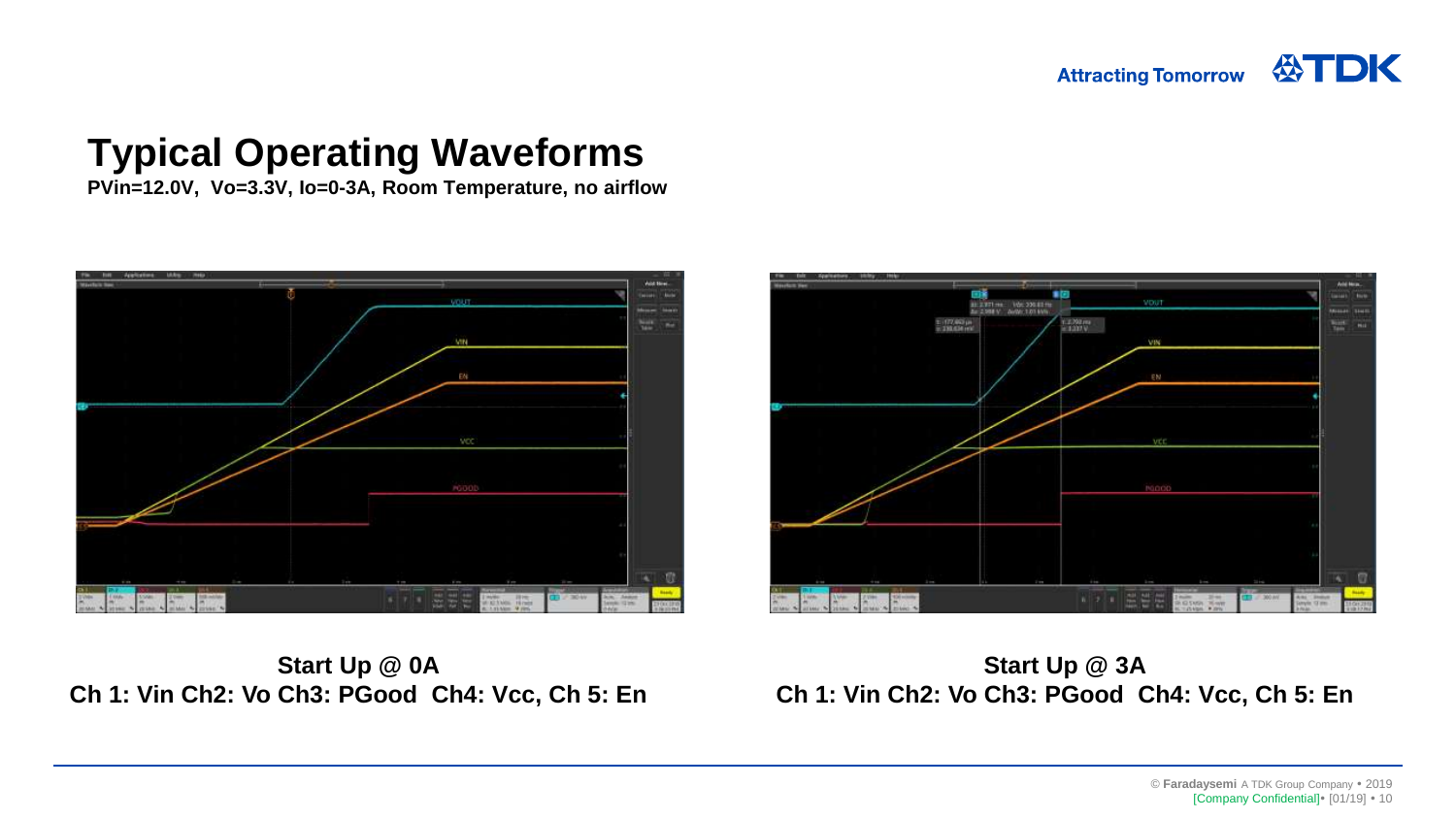# Typical Operating Waveforms

**PVin=12.0V, Vo=3.3V, Io=0-3A, Room Temperature, no airflow**

**Start Up @ 0A**
**Ch 1: Vin Ch2: Vo Ch3: PGood Ch4: Vcc, Ch 5: En**

**Start Up @ 3A**
**Ch 1: Vin Ch2: Vo Ch3: PGood Ch4: Vcc, Ch 5: En**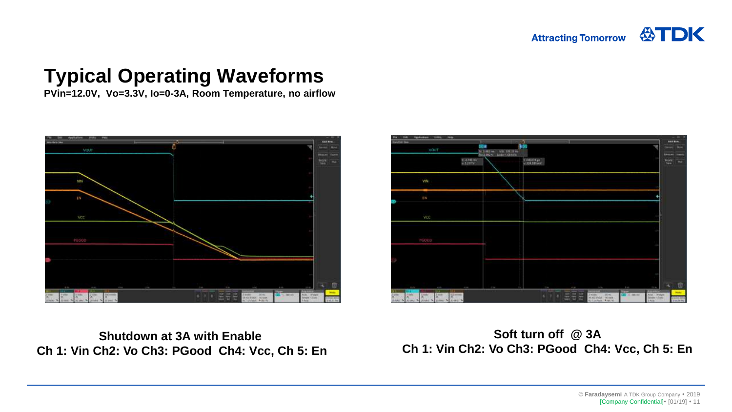# Typical Operating Waveforms

**PVin=12.0V, Vo=3.3V, Io=0-3A, Room Temperature, no airflow**

**Shutdown at 3A with Enable**
**Ch 1: Vin Ch2: Vo Ch3: PGood Ch4: Vcc, Ch 5: En**

**Soft turn off @ 3A**
**Ch 1: Vin Ch2: Vo Ch3: PGood Ch4: Vcc, Ch 5: En**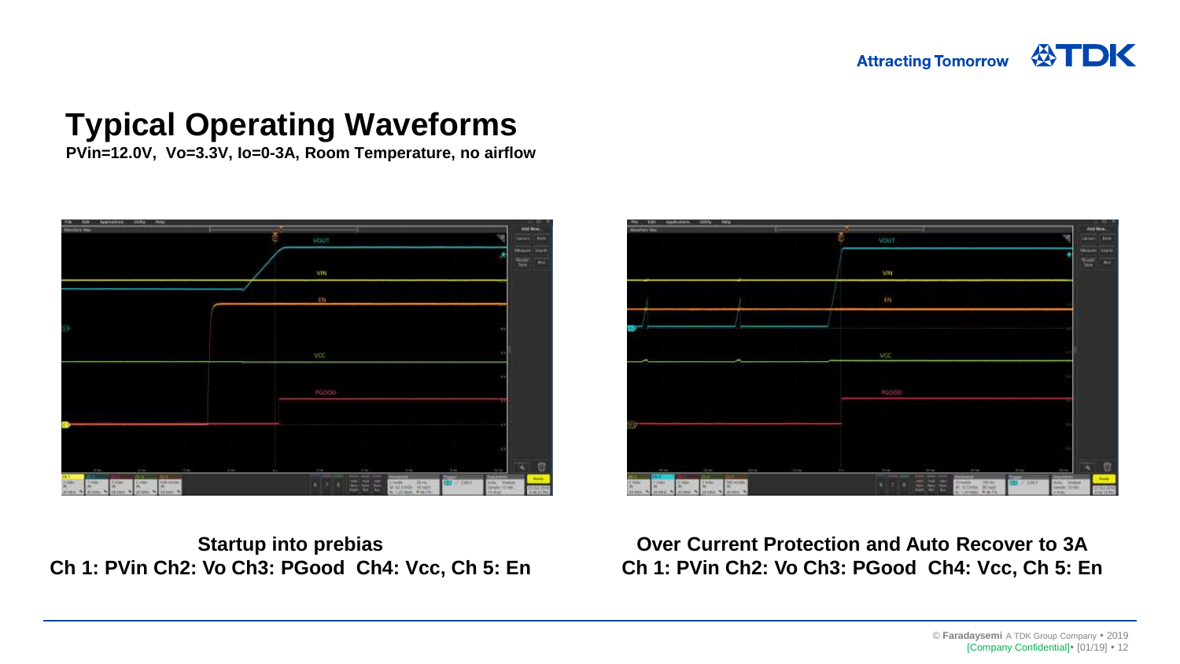# Typical Operating Waveforms

**PVin=12.0V, Vo=3.3V, Io=0-3A, Room Temperature, no airflow**

**Startup into prebias**
**Ch 1: PVin Ch2: Vo Ch3: PGood Ch4: Vcc, Ch 5: En**

**Over Current Protection and Auto Recover to 3A**
**Ch 1: PVin Ch2: Vo Ch3: PGood Ch4: Vcc, Ch 5: En**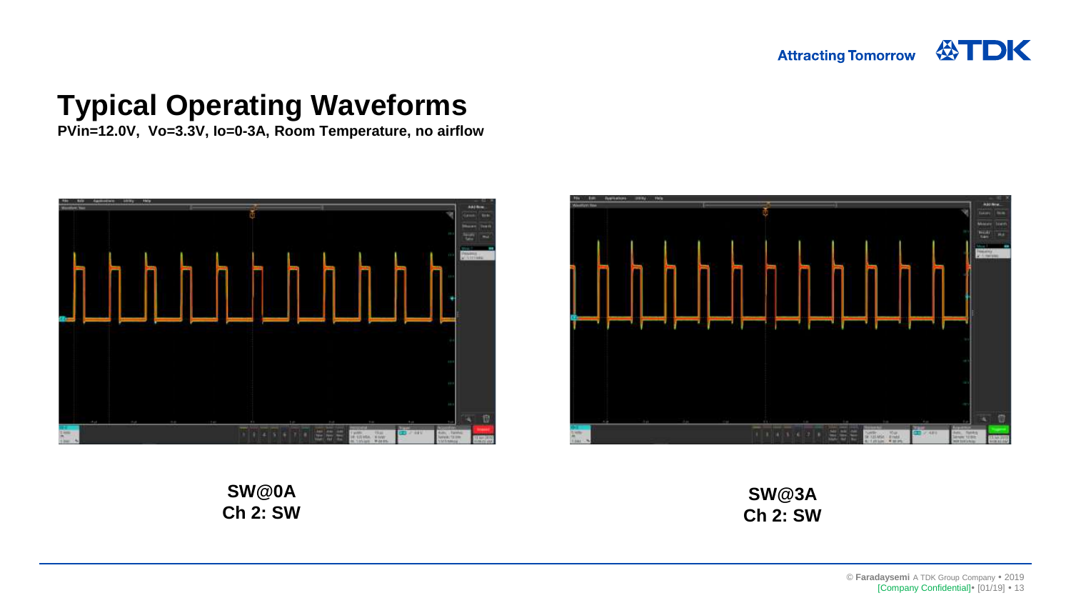# Typical Operating Waveforms

**PVin=12.0V, Vo=3.3V, Io=0-3A, Room Temperature, no airflow**

**SW@0A**
**Ch 2: SW**

**SW@3A**
**Ch 2: SW**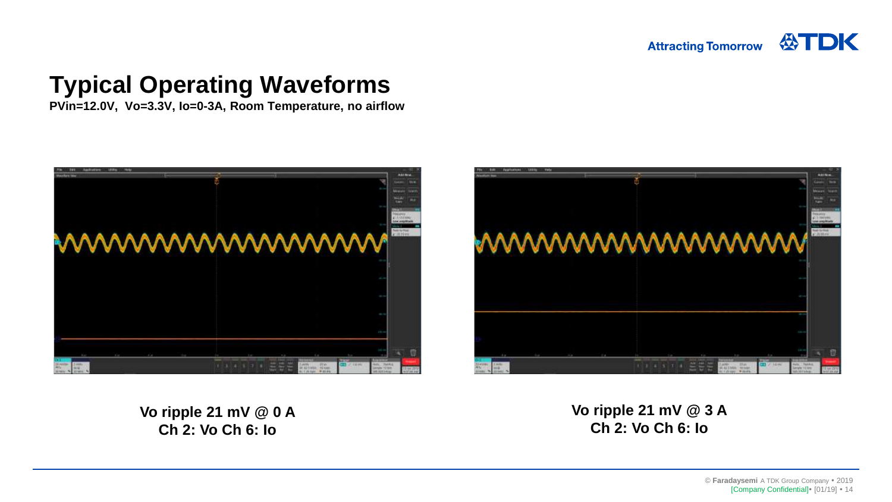# Typical Operating Waveforms

**PVin=12.0V, Vo=3.3V, Io=0-3A, Room Temperature, no airflow**

**Vo ripple 21 mV @ 0 A**
**Ch 2: Vo Ch 6: Io**

**Vo ripple 21 mV @ 3 A**
**Ch 2: Vo Ch 6: Io**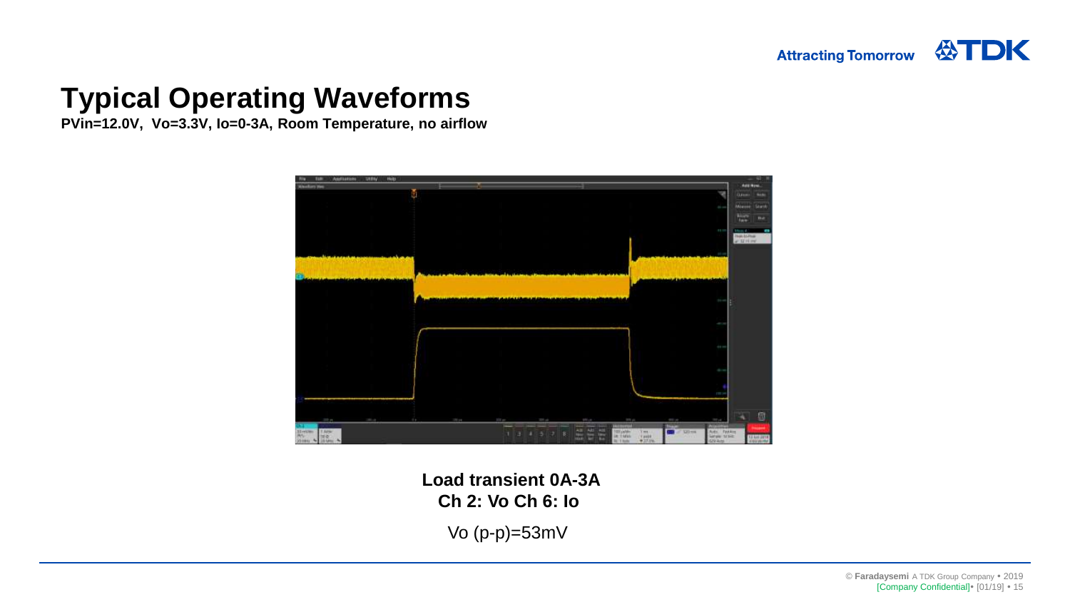# Typical Operating Waveforms

**PVin=12.0V, Vo=3.3V, Io=0-3A, Room Temperature, no airflow**

**Load transient 0A-3A**
**Ch 2: Vo Ch 6: Io**

Vo (p-p)=53mV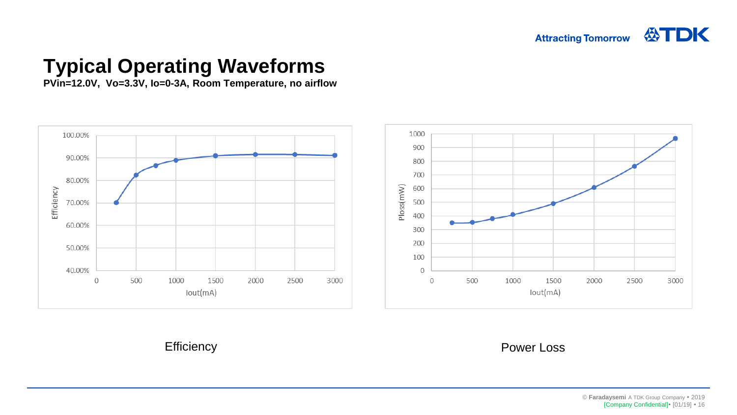# Typical Operating Waveforms

**PVin=12.0V, Vo=3.3V, Io=0-3A, Room Temperature, no airflow**

Efficiency

Power Loss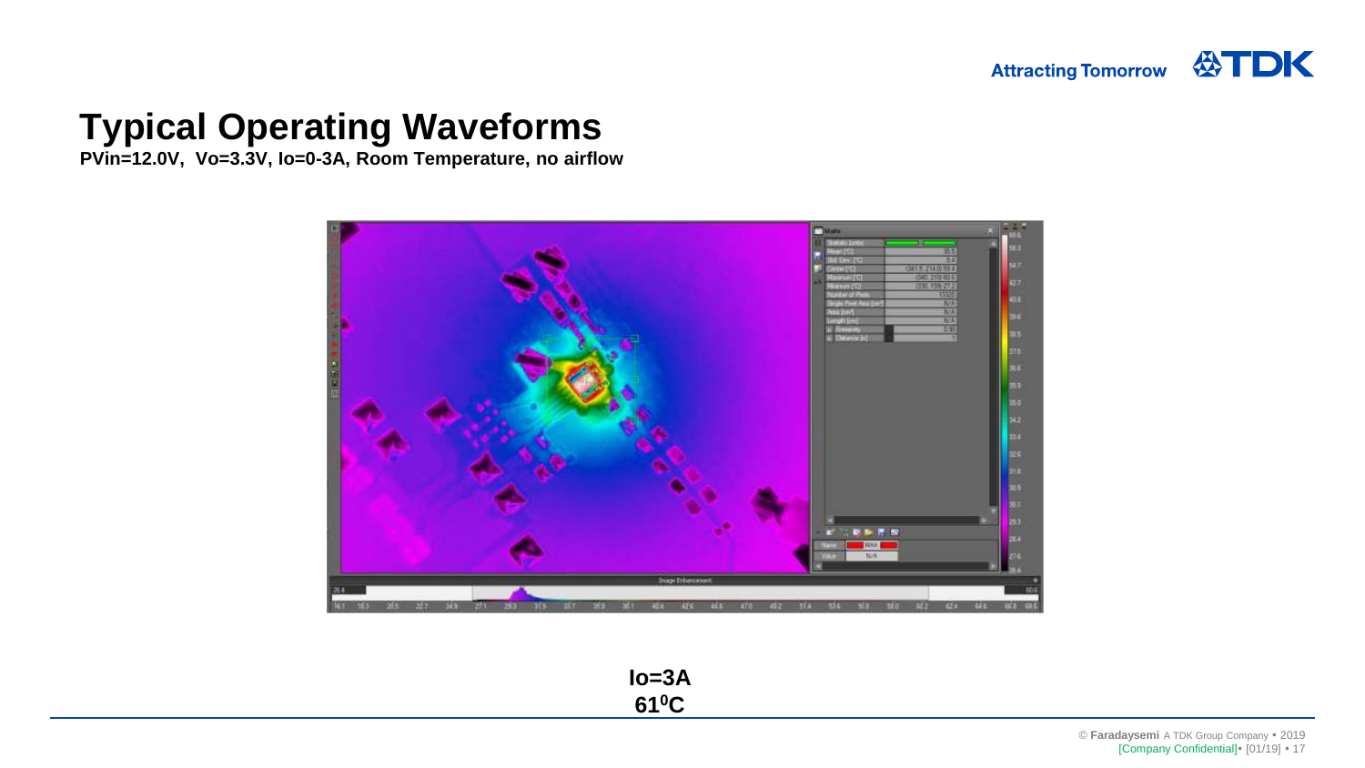# Typical Operating Waveforms

**PVin=12.0V, Vo=3.3V, Io=0-3A, Room Temperature, no airflow**

**Io=3A**
**$61^0$C**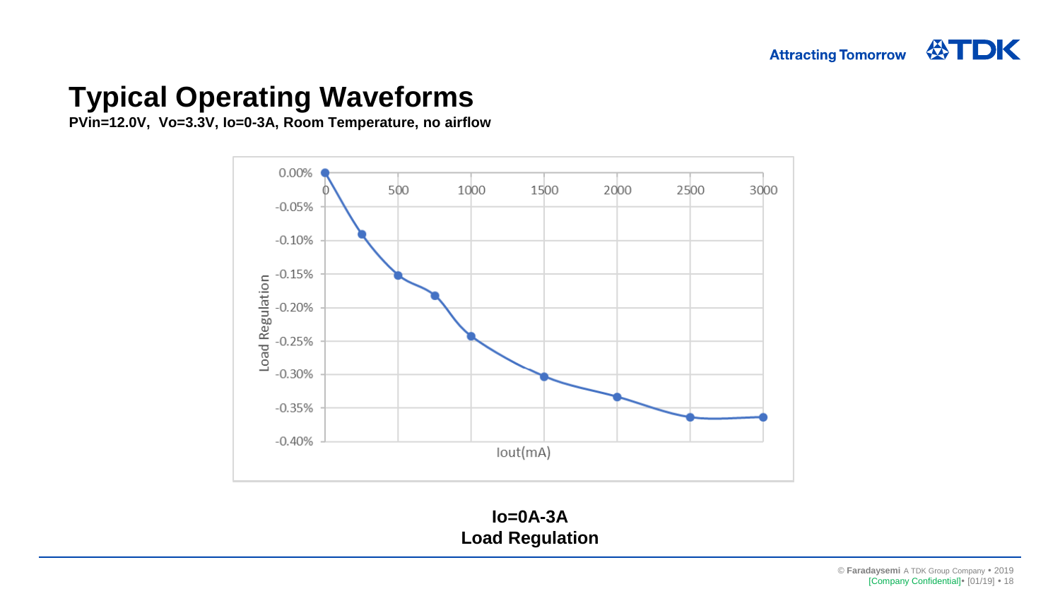# Typical Operating Waveforms

**PVin=12.0V, Vo=3.3V, Io=0-3A, Room Temperature, no airflow**

**Io=0A-3A**
**Load Regulation**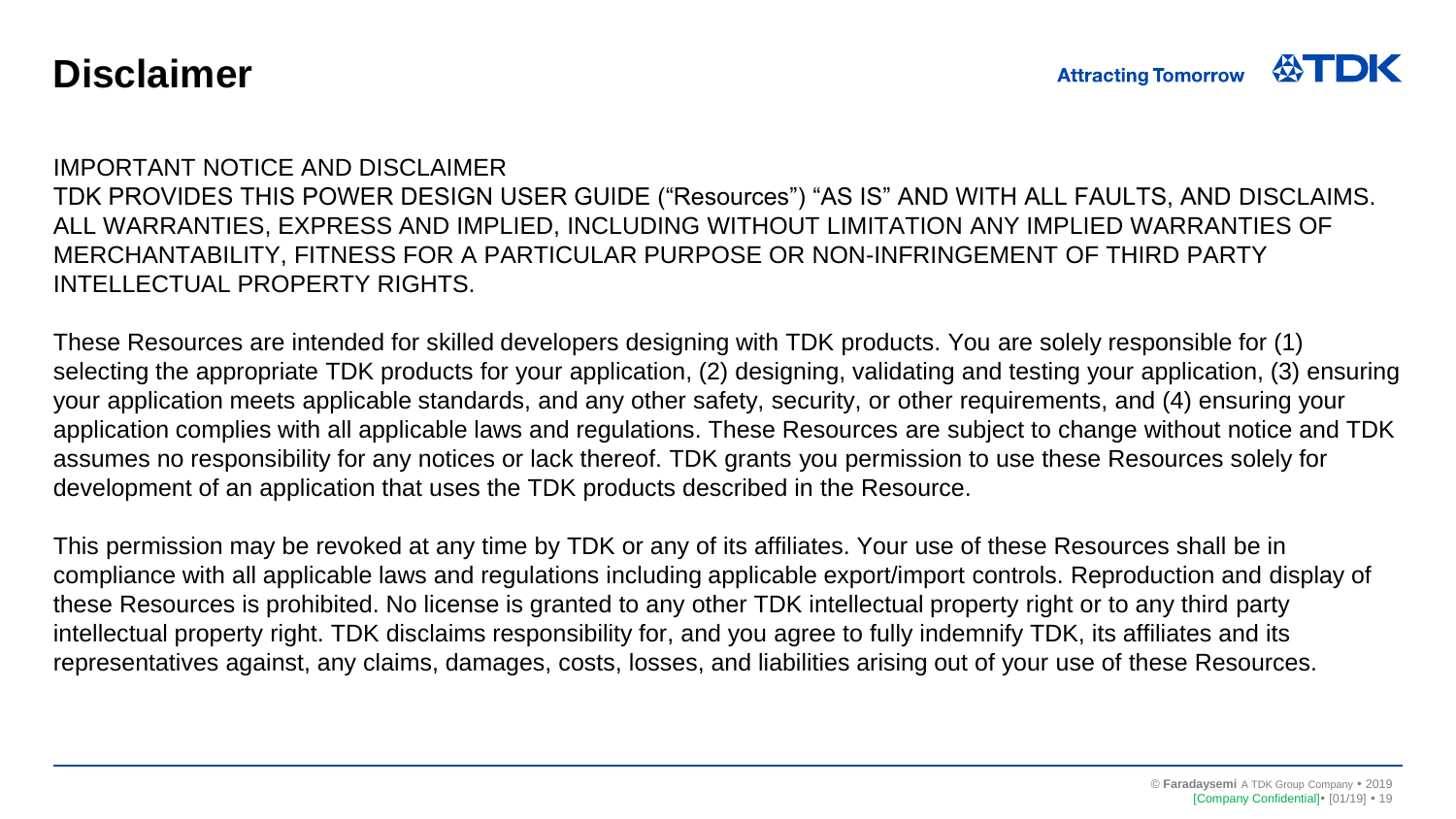# Disclaimer

IMPORTANT NOTICE AND DISCLAIMER
TDK PROVIDES THIS POWER DESIGN USER GUIDE (“Resources”) “AS IS” AND WITH ALL FAULTS, AND DISCLAIMS. ALL WARRANTIES, EXPRESS AND IMPLIED, INCLUDING WITHOUT LIMITATION ANY IMPLIED WARRANTIES OF MERCHANTABILITY, FITNESS FOR A PARTICULAR PURPOSE OR NON-INFRINGEMENT OF THIRD PARTY INTELLECTUAL PROPERTY RIGHTS.

These Resources are intended for skilled developers designing with TDK products. You are solely responsible for (1) selecting the appropriate TDK products for your application, (2) designing, validating and testing your application, (3) ensuring your application meets applicable standards, and any other safety, security, or other requirements, and (4) ensuring your application complies with all applicable laws and regulations. These Resources are subject to change without notice and TDK assumes no responsibility for any notices or lack thereof. TDK grants you permission to use these Resources solely for development of an application that uses the TDK products described in the Resource.

This permission may be revoked at any time by TDK or any of its affiliates. Your use of these Resources shall be in compliance with all applicable laws and regulations including applicable export/import controls. Reproduction and display of these Resources is prohibited. No license is granted to any other TDK intellectual property right or to any third party intellectual property right. TDK disclaims responsibility for, and you agree to fully indemnify TDK, its affiliates and its representatives against, any claims, damages, costs, losses, and liabilities arising out of your use of these Resources.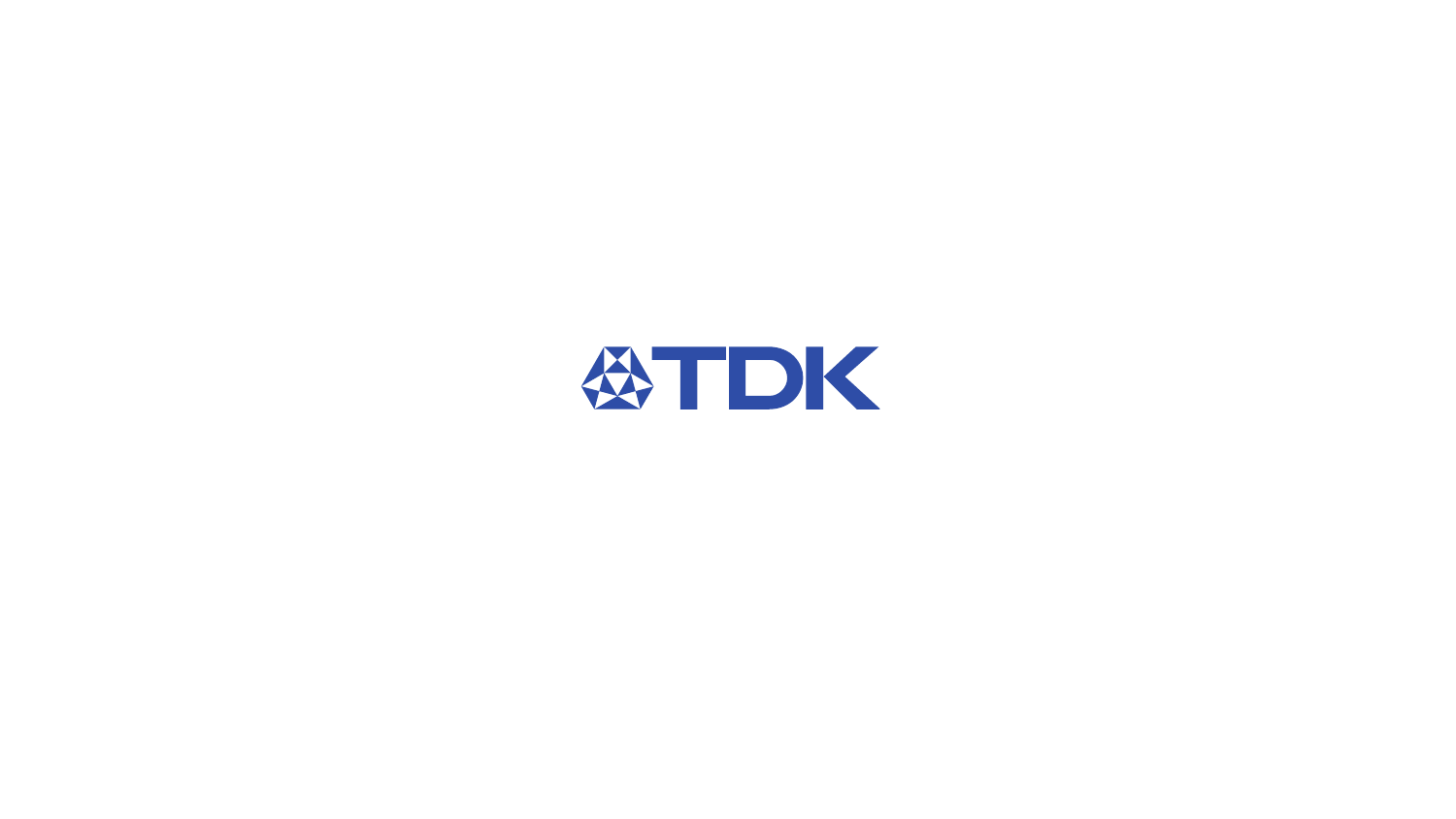TDK